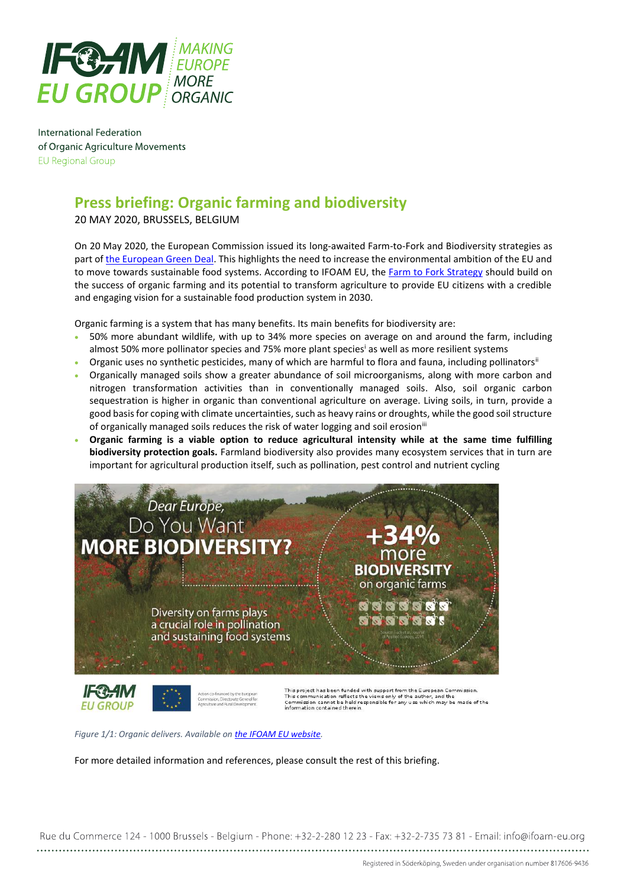International Federation of Organic Agriculture Movements
EU Regional Group

# Press briefing: Organic farming and biodiversity

20 MAY 2020, BRUSSELS, BELGIUM

On 20 May 2020, the European Commission issued its long-awaited Farm-to-Fork and Biodiversity strategies as part of the European Green Deal. This highlights the need to increase the environmental ambition of the EU and to move towards sustainable food systems. According to IFOAM EU, the Farm to Fork Strategy should build on the success of organic farming and its potential to transform agriculture to provide EU citizens with a credible and engaging vision for a sustainable food production system in 2030.

Organic farming is a system that has many benefits. Its main benefits for biodiversity are:

- 50% more abundant wildlife, with up to 34% more species on average on and around the farm, including almost 50% more pollinator species and 75% more plant species[i] as well as more resilient systems
- Organic uses no synthetic pesticides, many of which are harmful to flora and fauna, including pollinators[ii]
- Organically managed soils show a greater abundance of soil microorganisms, along with more carbon and nitrogen transformation activities than in conventionally managed soils. Also, soil organic carbon sequestration is higher in organic than conventional agriculture on average. Living soils, in turn, provide a good basis for coping with climate uncertainties, such as heavy rains or droughts, while the good soil structure of organically managed soils reduces the risk of water logging and soil erosion[iii]
- **Organic farming is a viable option to reduce agricultural intensity while at the same time fulfilling biodiversity protection goals.** Farmland biodiversity also provides many ecosystem services that in turn are important for agricultural production itself, such as pollination, pest control and nutrient cycling

*Figure 1/1: Organic delivers. Available on the IFOAM EU website.*

For more detailed information and references, please consult the rest of this briefing.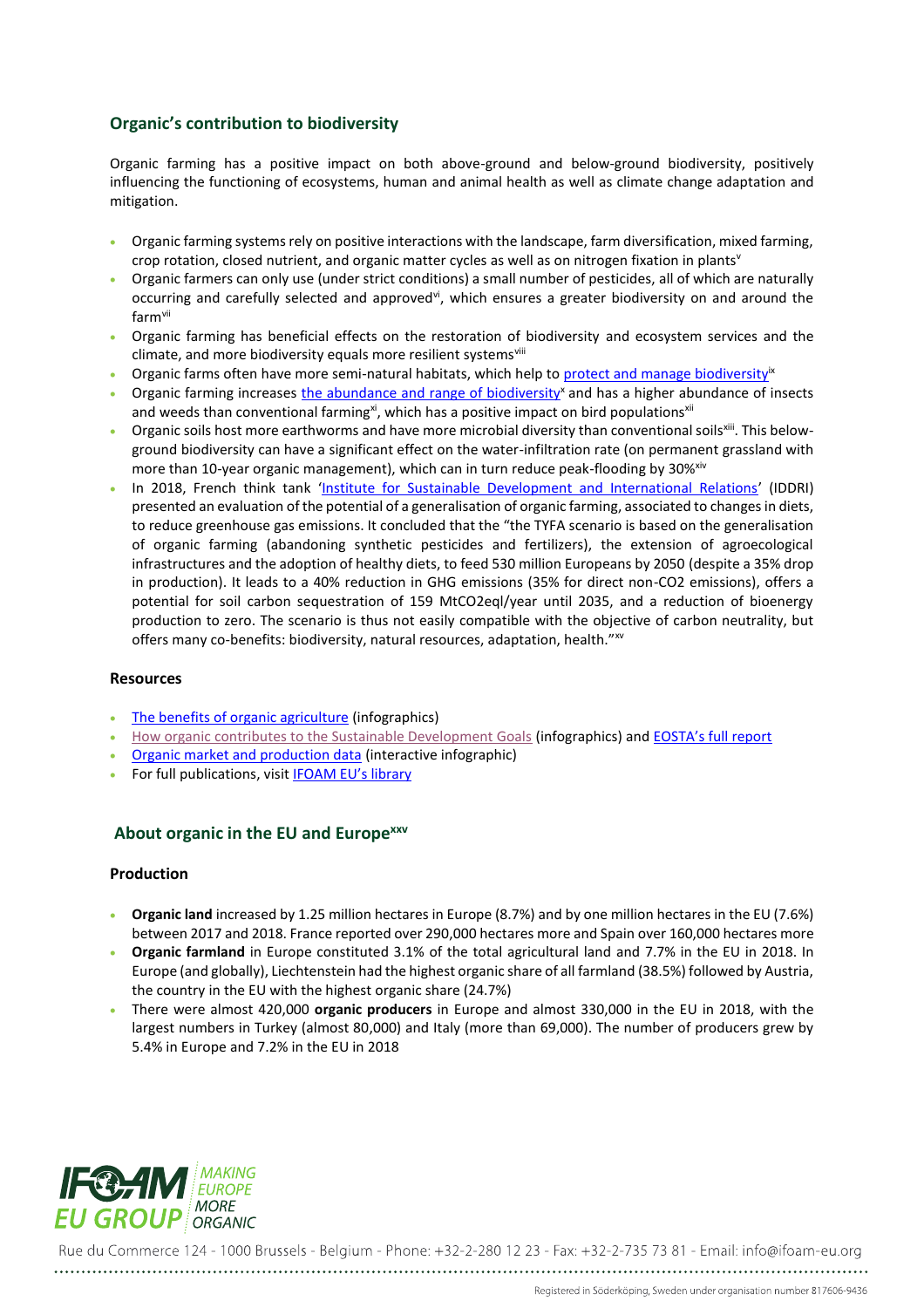## Organic's contribution to biodiversity

Organic farming has a positive impact on both above-ground and below-ground biodiversity, positively influencing the functioning of ecosystems, human and animal health as well as climate change adaptation and mitigation.

- Organic farming systems rely on positive interactions with the landscape, farm diversification, mixed farming, crop rotation, closed nutrient, and organic matter cycles as well as on nitrogen fixation in plants[v]
- Organic farmers can only use (under strict conditions) a small number of pesticides, all of which are naturally occurring and carefully selected and approved[vi], which ensures a greater biodiversity on and around the farm[vii]
- Organic farming has beneficial effects on the restoration of biodiversity and ecosystem services and the climate, and more biodiversity equals more resilient systems[viii]
- Organic farms often have more semi-natural habitats, which help to protect and manage biodiversity[ix]
- Organic farming increases the abundance and range of biodiversity[x] and has a higher abundance of insects and weeds than conventional farming[xi], which has a positive impact on bird populations[xii]
- Organic soils host more earthworms and have more microbial diversity than conventional soils[xiii]. This below-ground biodiversity can have a significant effect on the water-infiltration rate (on permanent grassland with more than 10-year organic management), which can in turn reduce peak-flooding by 30%[xiv]
- In 2018, French think tank 'Institute for Sustainable Development and International Relations' (IDDRI) presented an evaluation of the potential of a generalisation of organic farming, associated to changes in diets, to reduce greenhouse gas emissions. It concluded that the "the TYFA scenario is based on the generalisation of organic farming (abandoning synthetic pesticides and fertilizers), the extension of agroecological infrastructures and the adoption of healthy diets, to feed 530 million Europeans by 2050 (despite a 35% drop in production). It leads to a 40% reduction in GHG emissions (35% for direct non-CO2 emissions), offers a potential for soil carbon sequestration of 159 MtCO2eql/year until 2035, and a reduction of bioenergy production to zero. The scenario is thus not easily compatible with the objective of carbon neutrality, but offers many co-benefits: biodiversity, natural resources, adaptation, health."[xv]

### Resources

- The benefits of organic agriculture (infographics)
- How organic contributes to the Sustainable Development Goals (infographics) and EOSTA's full report
- Organic market and production data (interactive infographic)
- For full publications, visit IFOAM EU's library

## About organic in the EU and Europe[xxv]

### Production

- **Organic land** increased by 1.25 million hectares in Europe (8.7%) and by one million hectares in the EU (7.6%) between 2017 and 2018. France reported over 290,000 hectares more and Spain over 160,000 hectares more
- **Organic farmland** in Europe constituted 3.1% of the total agricultural land and 7.7% in the EU in 2018. In Europe (and globally), Liechtenstein had the highest organic share of all farmland (38.5%) followed by Austria, the country in the EU with the highest organic share (24.7%)
- There were almost 420,000 **organic producers** in Europe and almost 330,000 in the EU in 2018, with the largest numbers in Turkey (almost 80,000) and Italy (more than 69,000). The number of producers grew by 5.4% in Europe and 7.2% in the EU in 2018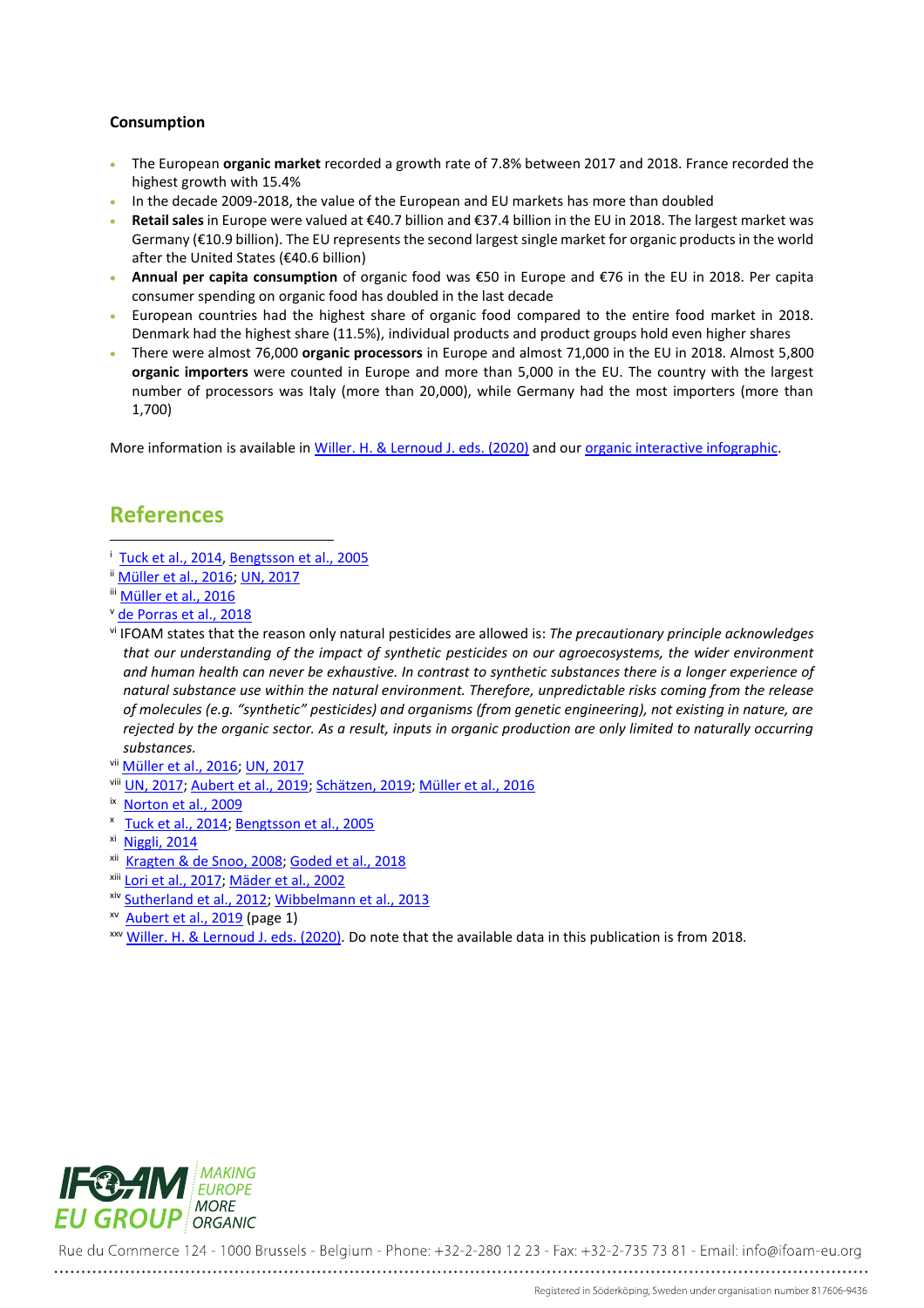**Consumption**

- The European **organic market** recorded a growth rate of 7.8% between 2017 and 2018. France recorded the highest growth with 15.4%
- In the decade 2009-2018, the value of the European and EU markets has more than doubled
- **Retail sales** in Europe were valued at €40.7 billion and €37.4 billion in the EU in 2018. The largest market was Germany (€10.9 billion). The EU represents the second largest single market for organic products in the world after the United States (€40.6 billion)
- **Annual per capita consumption** of organic food was €50 in Europe and €76 in the EU in 2018. Per capita consumer spending on organic food has doubled in the last decade
- European countries had the highest share of organic food compared to the entire food market in 2018. Denmark had the highest share (11.5%), individual products and product groups hold even higher shares
- There were almost 76,000 **organic processors** in Europe and almost 71,000 in the EU in 2018. Almost 5,800 **organic importers** were counted in Europe and more than 5,000 in the EU. The country with the largest number of processors was Italy (more than 20,000), while Germany had the most importers (more than 1,700)

More information is available in Willer. H. & Lernoud J. eds. (2020) and our organic interactive infographic.

## References

[i] Tuck et al., 2014, Bengtsson et al., 2005

[ii] Müller et al., 2016; UN, 2017

[iii] Müller et al., 2016

[v] de Porras et al., 2018

[vi] IFOAM states that the reason only natural pesticides are allowed is: *The precautionary principle acknowledges that our understanding of the impact of synthetic pesticides on our agroecosystems, the wider environment and human health can never be exhaustive. In contrast to synthetic substances there is a longer experience of natural substance use within the natural environment. Therefore, unpredictable risks coming from the release of molecules (e.g. "synthetic" pesticides) and organisms (from genetic engineering), not existing in nature, are rejected by the organic sector. As a result, inputs in organic production are only limited to naturally occurring substances.*

[vii] Müller et al., 2016; UN, 2017

[viii] UN, 2017; Aubert et al., 2019; Schätzen, 2019; Müller et al., 2016

[ix] Norton et al., 2009

[x] Tuck et al., 2014; Bengtsson et al., 2005

[xi] Niggli, 2014

[xii] Kragten & de Snoo, 2008; Goded et al., 2018

[xiii] Lori et al., 2017; Mäder et al., 2002

[xiv] Sutherland et al., 2012; Wibbelmann et al., 2013

[xv] Aubert et al., 2019 (page 1)

[xxv] Willer. H. & Lernoud J. eds. (2020). Do note that the available data in this publication is from 2018.

IFOAM EU GROUP MAKING EUROPE MORE ORGANIC

Rue du Commerce 124 - 1000 Brussels - Belgium - Phone: +32-2-280 12 23 - Fax: +32-2-735 73 81 - Email: info@ifoam-eu.org

Registered in Söderköping, Sweden under organisation number 817606-9436